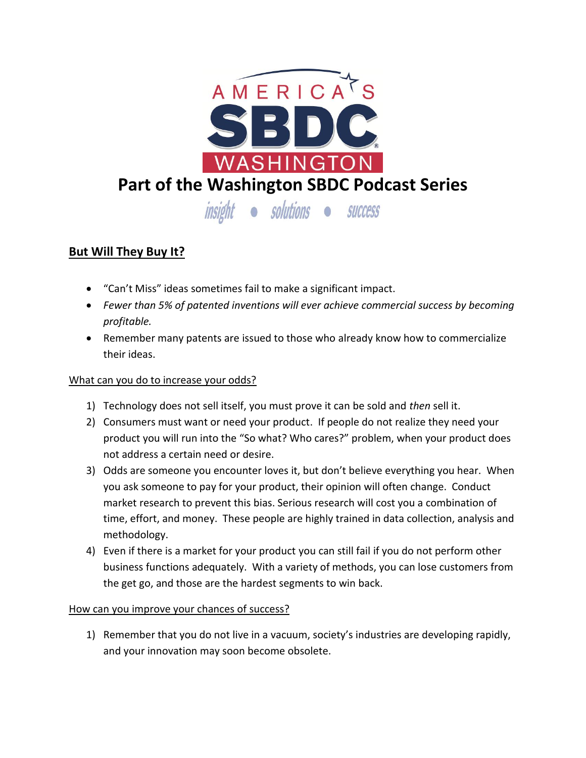AMERICA'S SBDC WASHINGTON

# Part of the Washington SBDC Podcast Series

insight • solutions • success

## But Will They Buy It?

- "Can't Miss" ideas sometimes fail to make a significant impact.
- *Fewer than 5% of patented inventions will ever achieve commercial success by becoming profitable.*
- Remember many patents are issued to those who already know how to commercialize their ideas.

<u>What can you do to increase your odds?</u>

1) Technology does not sell itself, you must prove it can be sold and *then* sell it.
2) Consumers must want or need your product. If people do not realize they need your product you will run into the "So what? Who cares?" problem, when your product does not address a certain need or desire.
3) Odds are someone you encounter loves it, but don't believe everything you hear. When you ask someone to pay for your product, their opinion will often change. Conduct market research to prevent this bias. Serious research will cost you a combination of time, effort, and money. These people are highly trained in data collection, analysis and methodology.
4) Even if there is a market for your product you can still fail if you do not perform other business functions adequately. With a variety of methods, you can lose customers from the get go, and those are the hardest segments to win back.

<u>How can you improve your chances of success?</u>

1) Remember that you do not live in a vacuum, society's industries are developing rapidly, and your innovation may soon become obsolete.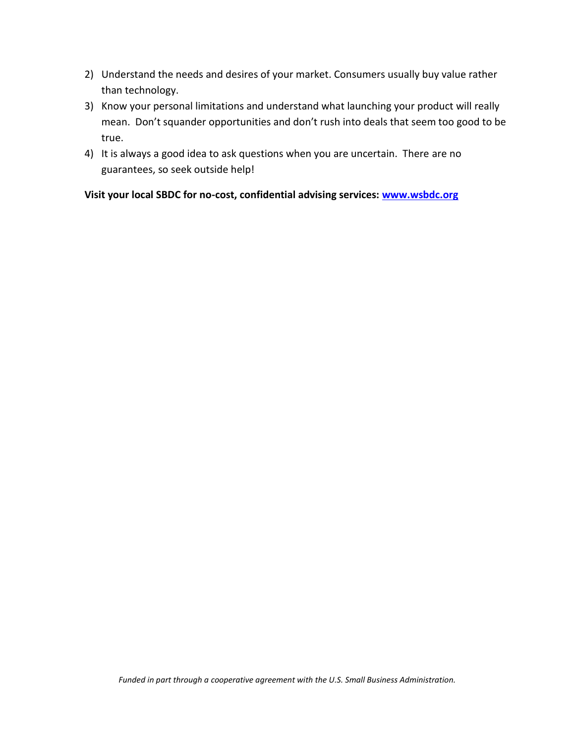2) Understand the needs and desires of your market. Consumers usually buy value rather than technology.
3) Know your personal limitations and understand what launching your product will really mean. Don't squander opportunities and don't rush into deals that seem too good to be true.
4) It is always a good idea to ask questions when you are uncertain. There are no guarantees, so seek outside help!

**Visit your local SBDC for no-cost, confidential advising services: [www.wsbdc.org](http://www.wsbdc.org)**

*Funded in part through a cooperative agreement with the U.S. Small Business Administration.*